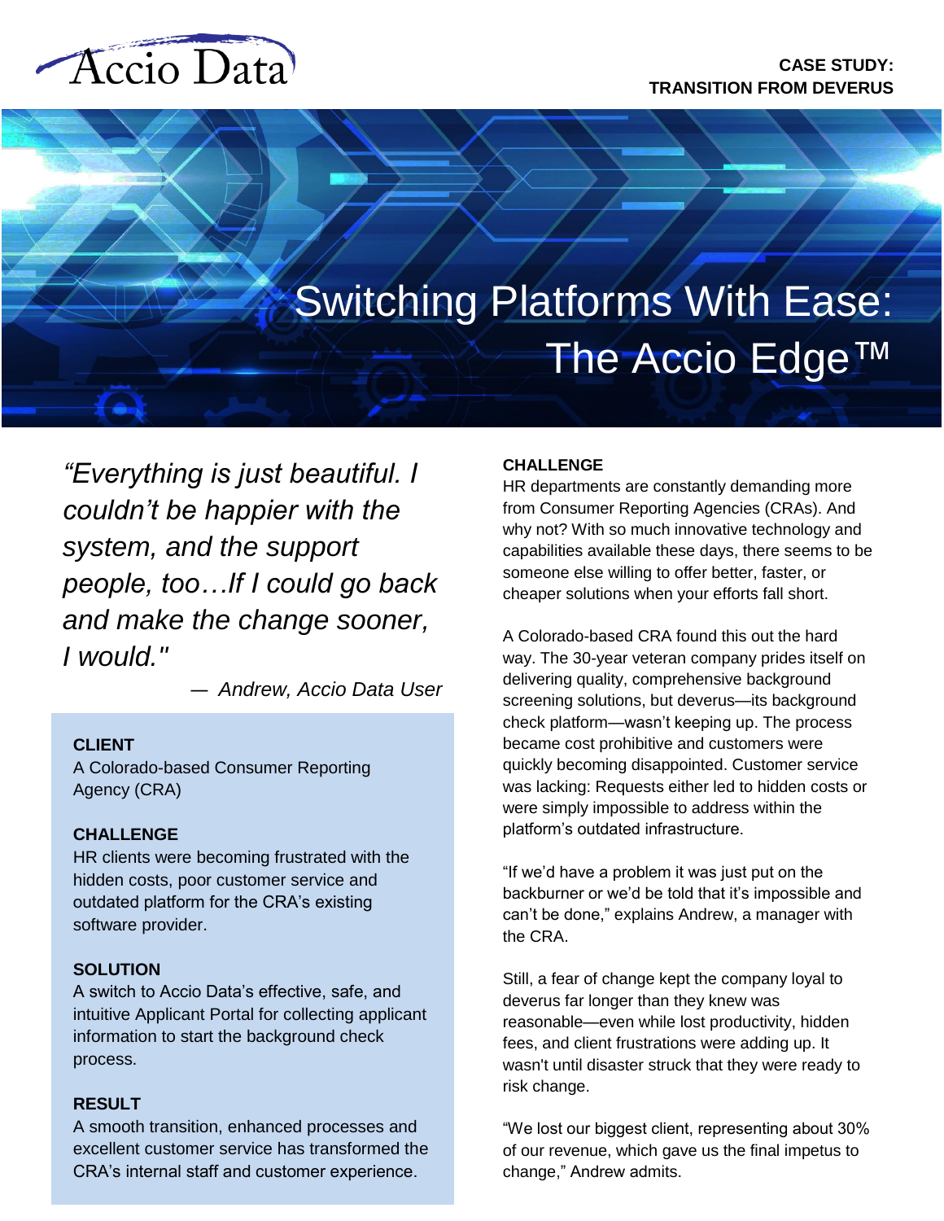Accio Data

**CASE STUDY: TRANSITION FROM DEVERUS**

# Switching Platforms With Ease: The Accio Edge™

*"Everything is just beautiful. I couldn't be happier with the system, and the support people, too…If I could go back and make the change sooner, I would."*

*— Andrew, Accio Data User*

**CLIENT**
A Colorado-based Consumer Reporting Agency (CRA)

**CHALLENGE**
HR clients were becoming frustrated with the hidden costs, poor customer service and outdated platform for the CRA's existing software provider.

**SOLUTION**
A switch to Accio Data's effective, safe, and intuitive Applicant Portal for collecting applicant information to start the background check process.

**RESULT**
A smooth transition, enhanced processes and excellent customer service has transformed the CRA's internal staff and customer experience.

## CHALLENGE

HR departments are constantly demanding more from Consumer Reporting Agencies (CRAs). And why not? With so much innovative technology and capabilities available these days, there seems to be someone else willing to offer better, faster, or cheaper solutions when your efforts fall short.

A Colorado-based CRA found this out the hard way. The 30-year veteran company prides itself on delivering quality, comprehensive background screening solutions, but deverus—its background check platform—wasn't keeping up. The process became cost prohibitive and customers were quickly becoming disappointed. Customer service was lacking: Requests either led to hidden costs or were simply impossible to address within the platform's outdated infrastructure.

"If we'd have a problem it was just put on the backburner or we'd be told that it's impossible and can't be done," explains Andrew, a manager with the CRA.

Still, a fear of change kept the company loyal to deverus far longer than they knew was reasonable—even while lost productivity, hidden fees, and client frustrations were adding up. It wasn't until disaster struck that they were ready to risk change.

"We lost our biggest client, representing about 30% of our revenue, which gave us the final impetus to change," Andrew admits.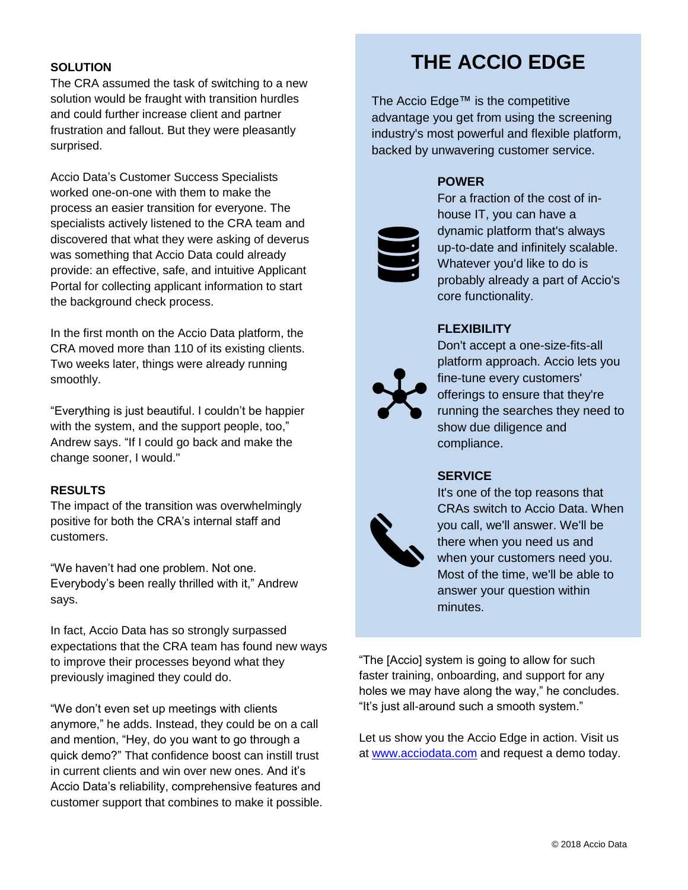**SOLUTION**

The CRA assumed the task of switching to a new solution would be fraught with transition hurdles and could further increase client and partner frustration and fallout. But they were pleasantly surprised.

Accio Data's Customer Success Specialists worked one-on-one with them to make the process an easier transition for everyone. The specialists actively listened to the CRA team and discovered that what they were asking of deverus was something that Accio Data could already provide: an effective, safe, and intuitive Applicant Portal for collecting applicant information to start the background check process.

In the first month on the Accio Data platform, the CRA moved more than 110 of its existing clients. Two weeks later, things were already running smoothly.

"Everything is just beautiful. I couldn't be happier with the system, and the support people, too," Andrew says. "If I could go back and make the change sooner, I would."

**RESULTS**

The impact of the transition was overwhelmingly positive for both the CRA's internal staff and customers.

"We haven't had one problem. Not one. Everybody's been really thrilled with it," Andrew says.

In fact, Accio Data has so strongly surpassed expectations that the CRA team has found new ways to improve their processes beyond what they previously imagined they could do.

"We don't even set up meetings with clients anymore," he adds. Instead, they could be on a call and mention, "Hey, do you want to go through a quick demo?" That confidence boost can instill trust in current clients and win over new ones. And it's Accio Data's reliability, comprehensive features and customer support that combines to make it possible.

# THE ACCIO EDGE

The Accio Edge™ is the competitive advantage you get from using the screening industry's most powerful and flexible platform, backed by unwavering customer service.

**POWER**

For a fraction of the cost of in-house IT, you can have a dynamic platform that's always up-to-date and infinitely scalable. Whatever you'd like to do is probably already a part of Accio's core functionality.

**FLEXIBILITY**

Don't accept a one-size-fits-all platform approach. Accio lets you fine-tune every customers' offerings to ensure that they're running the searches they need to show due diligence and compliance.

**SERVICE**

It's one of the top reasons that CRAs switch to Accio Data. When you call, we'll answer. We'll be there when you need us and when your customers need you. Most of the time, we'll be able to answer your question within minutes.

"The [Accio] system is going to allow for such faster training, onboarding, and support for any holes we may have along the way," he concludes. "It's just all-around such a smooth system."

Let us show you the Accio Edge in action. Visit us at [www.acciodata.com](http://www.acciodata.com) and request a demo today.

© 2018 Accio Data